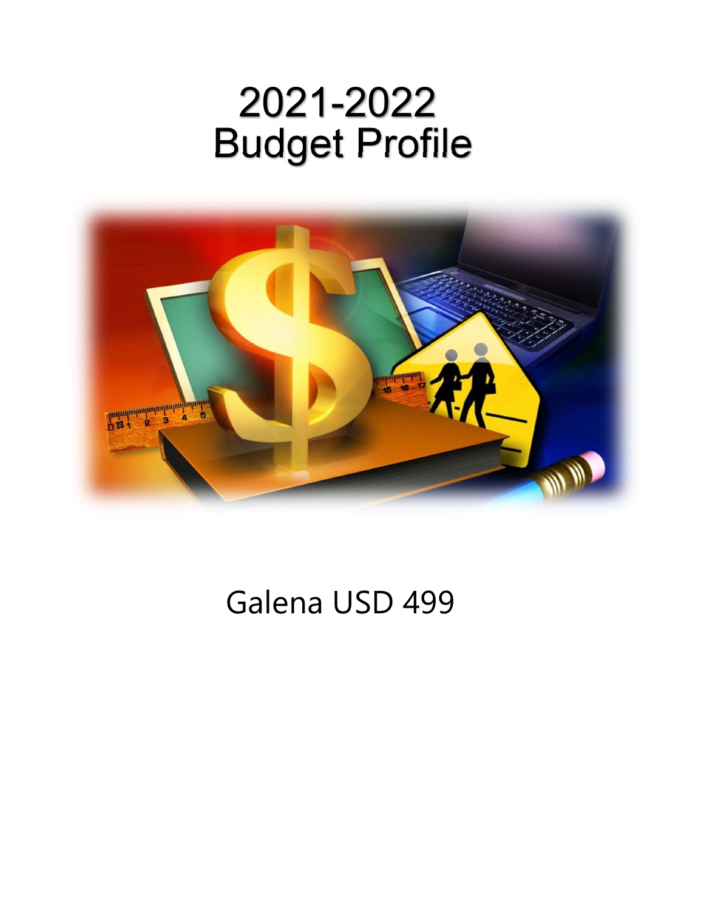# 2021-2022
# Budget Profile

Galena USD 499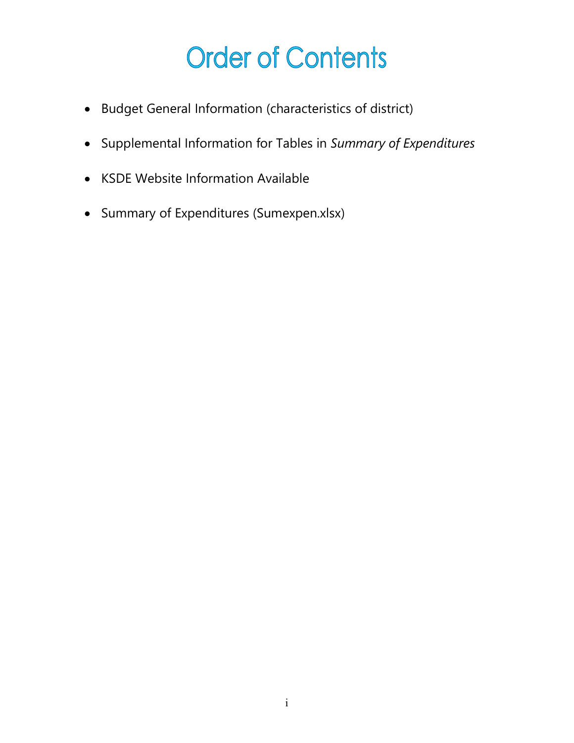# Order of Contents

- Budget General Information (characteristics of district)
- Supplemental Information for Tables in *Summary of Expenditures*
- KSDE Website Information Available
- Summary of Expenditures (Sumexpen.xlsx)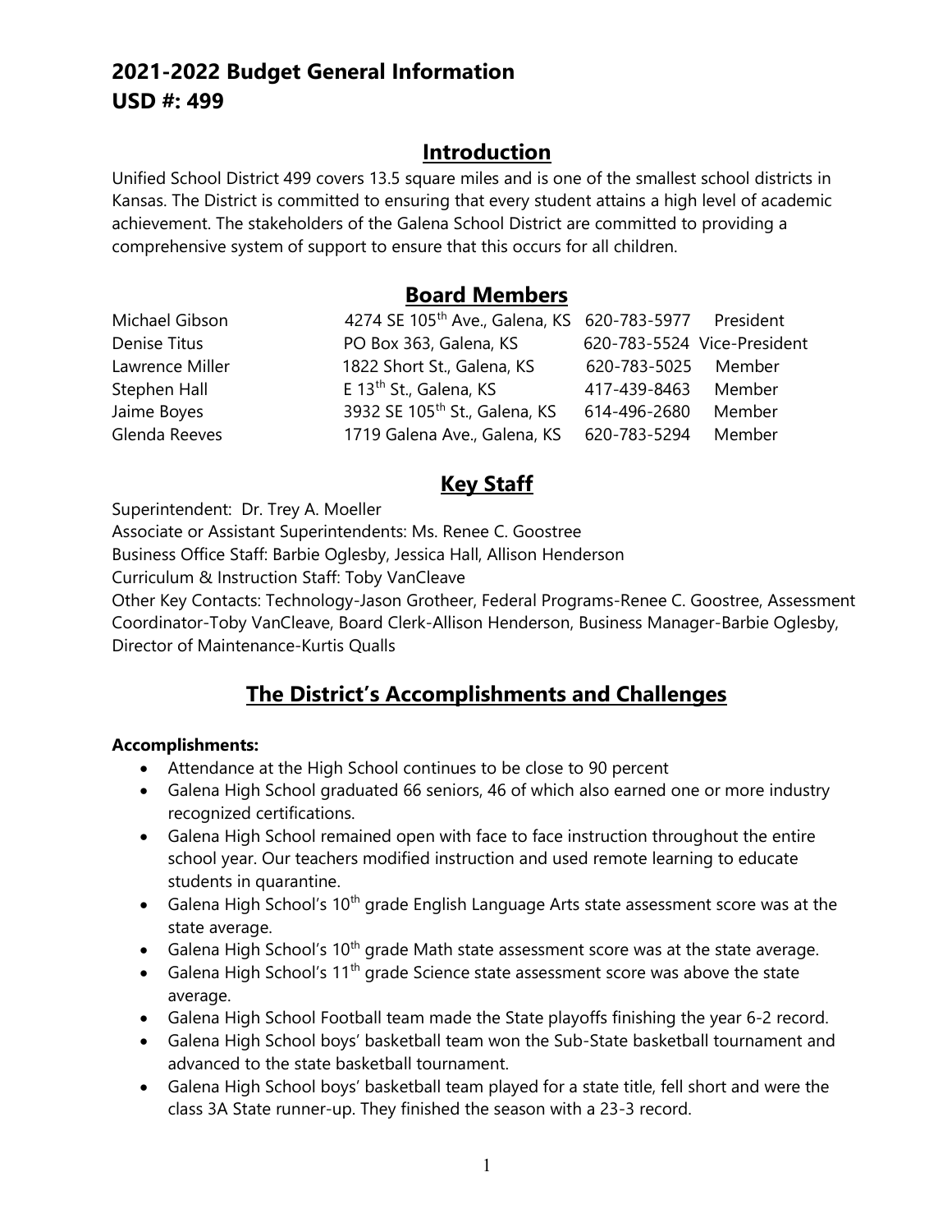# 2021-2022 Budget General Information
# USD #: 499

## Introduction

Unified School District 499 covers 13.5 square miles and is one of the smallest school districts in Kansas. The District is committed to ensuring that every student attains a high level of academic achievement. The stakeholders of the Galena School District are committed to providing a comprehensive system of support to ensure that this occurs for all children.

## Board Members

| | | | |
|---|---|---|---|
| Michael Gibson | 4274 SE 105th Ave., Galena, KS | 620-783-5977 | President |
| Denise Titus | PO Box 363, Galena, KS | 620-783-5524 | Vice-President |
| Lawrence Miller | 1822 Short St., Galena, KS | 620-783-5025 | Member |
| Stephen Hall | E 13th St., Galena, KS | 417-439-8463 | Member |
| Jaime Boyes | 3932 SE 105th St., Galena, KS | 614-496-2680 | Member |
| Glenda Reeves | 1719 Galena Ave., Galena, KS | 620-783-5294 | Member |

## Key Staff

Superintendent: Dr. Trey A. Moeller

Associate or Assistant Superintendents: Ms. Renee C. Goostree

Business Office Staff: Barbie Oglesby, Jessica Hall, Allison Henderson

Curriculum & Instruction Staff: Toby VanCleave

Other Key Contacts: Technology-Jason Grotheer, Federal Programs-Renee C. Goostree, Assessment Coordinator-Toby VanCleave, Board Clerk-Allison Henderson, Business Manager-Barbie Oglesby, Director of Maintenance-Kurtis Qualls

## The District's Accomplishments and Challenges

**Accomplishments:**

- Attendance at the High School continues to be close to 90 percent
- Galena High School graduated 66 seniors, 46 of which also earned one or more industry recognized certifications.
- Galena High School remained open with face to face instruction throughout the entire school year. Our teachers modified instruction and used remote learning to educate students in quarantine.
- Galena High School's 10th grade English Language Arts state assessment score was at the state average.
- Galena High School's 10th grade Math state assessment score was at the state average.
- Galena High School's 11th grade Science state assessment score was above the state average.
- Galena High School Football team made the State playoffs finishing the year 6-2 record.
- Galena High School boys' basketball team won the Sub-State basketball tournament and advanced to the state basketball tournament.
- Galena High School boys' basketball team played for a state title, fell short and were the class 3A State runner-up. They finished the season with a 23-3 record.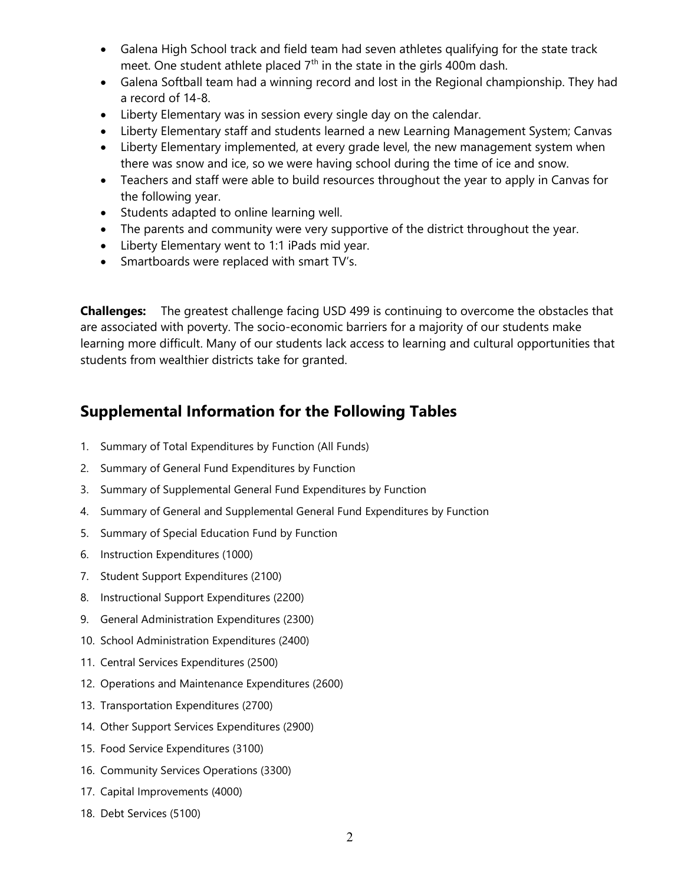- Galena High School track and field team had seven athletes qualifying for the state track meet. One student athlete placed 7th in the state in the girls 400m dash.
- Galena Softball team had a winning record and lost in the Regional championship. They had a record of 14-8.
- Liberty Elementary was in session every single day on the calendar.
- Liberty Elementary staff and students learned a new Learning Management System; Canvas
- Liberty Elementary implemented, at every grade level, the new management system when there was snow and ice, so we were having school during the time of ice and snow.
- Teachers and staff were able to build resources throughout the year to apply in Canvas for the following year.
- Students adapted to online learning well.
- The parents and community were very supportive of the district throughout the year.
- Liberty Elementary went to 1:1 iPads mid year.
- Smartboards were replaced with smart TV's.

**Challenges:** The greatest challenge facing USD 499 is continuing to overcome the obstacles that are associated with poverty. The socio-economic barriers for a majority of our students make learning more difficult. Many of our students lack access to learning and cultural opportunities that students from wealthier districts take for granted.

## Supplemental Information for the Following Tables

1. Summary of Total Expenditures by Function (All Funds)
2. Summary of General Fund Expenditures by Function
3. Summary of Supplemental General Fund Expenditures by Function
4. Summary of General and Supplemental General Fund Expenditures by Function
5. Summary of Special Education Fund by Function
6. Instruction Expenditures (1000)
7. Student Support Expenditures (2100)
8. Instructional Support Expenditures (2200)
9. General Administration Expenditures (2300)
10. School Administration Expenditures (2400)
11. Central Services Expenditures (2500)
12. Operations and Maintenance Expenditures (2600)
13. Transportation Expenditures (2700)
14. Other Support Services Expenditures (2900)
15. Food Service Expenditures (3100)
16. Community Services Operations (3300)
17. Capital Improvements (4000)
18. Debt Services (5100)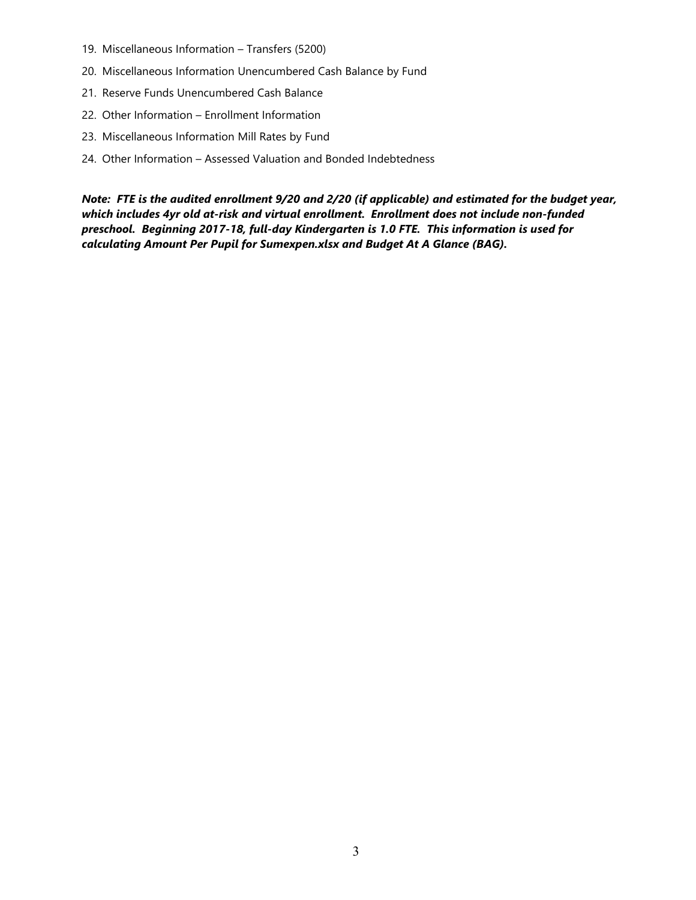19. Miscellaneous Information – Transfers (5200)
20. Miscellaneous Information Unencumbered Cash Balance by Fund
21. Reserve Funds Unencumbered Cash Balance
22. Other Information – Enrollment Information
23. Miscellaneous Information Mill Rates by Fund
24. Other Information – Assessed Valuation and Bonded Indebtedness

***Note: FTE is the audited enrollment 9/20 and 2/20 (if applicable) and estimated for the budget year, which includes 4yr old at-risk and virtual enrollment. Enrollment does not include non-funded preschool. Beginning 2017-18, full-day Kindergarten is 1.0 FTE. This information is used for calculating Amount Per Pupil for Sumexpen.xlsx and Budget At A Glance (BAG).***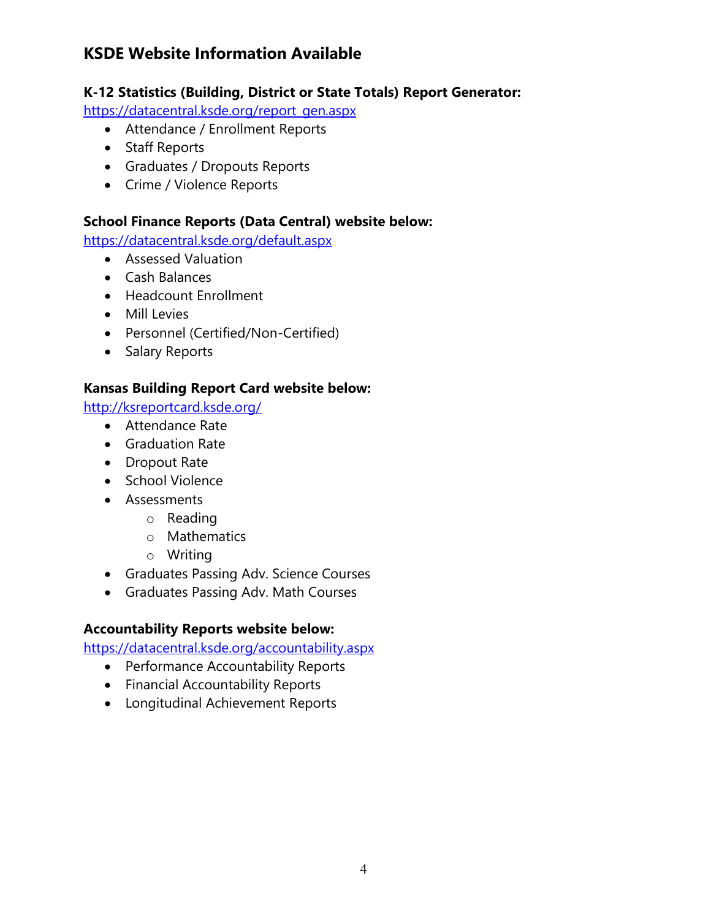## KSDE Website Information Available

**K-12 Statistics (Building, District or State Totals) Report Generator:**
https://datacentral.ksde.org/report_gen.aspx

- Attendance / Enrollment Reports
- Staff Reports
- Graduates / Dropouts Reports
- Crime / Violence Reports

**School Finance Reports (Data Central) website below:**
https://datacentral.ksde.org/default.aspx

- Assessed Valuation
- Cash Balances
- Headcount Enrollment
- Mill Levies
- Personnel (Certified/Non-Certified)
- Salary Reports

**Kansas Building Report Card website below:**
http://ksreportcard.ksde.org/

- Attendance Rate
- Graduation Rate
- Dropout Rate
- School Violence
- Assessments
  - Reading
  - Mathematics
  - Writing
- Graduates Passing Adv. Science Courses
- Graduates Passing Adv. Math Courses

**Accountability Reports website below:**
https://datacentral.ksde.org/accountability.aspx

- Performance Accountability Reports
- Financial Accountability Reports
- Longitudinal Achievement Reports